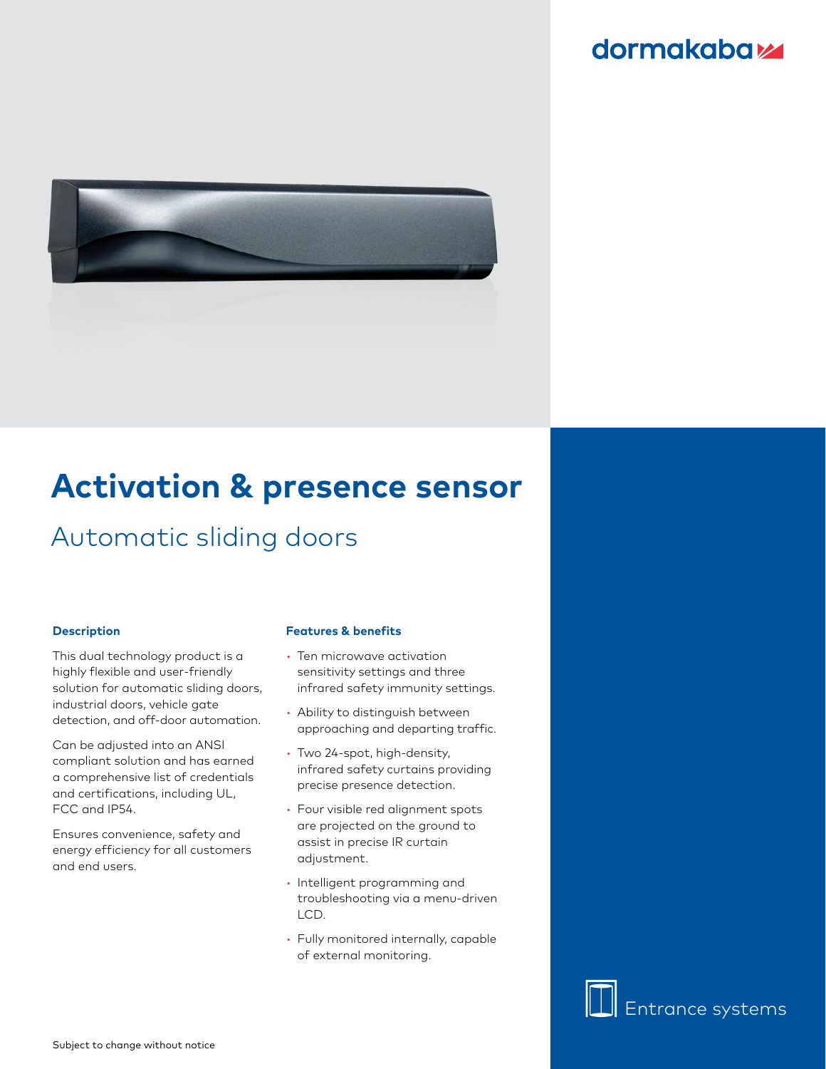dormakaba

# Activation & presence sensor

## Automatic sliding doors

### Description

This dual technology product is a highly flexible and user-friendly solution for automatic sliding doors, industrial doors, vehicle gate detection, and off-door automation.

Can be adjusted into an ANSI compliant solution and has earned a comprehensive list of credentials and certifications, including UL, FCC and IP54.

Ensures convenience, safety and energy efficiency for all customers and end users.

### Features & benefits

- Ten microwave activation sensitivity settings and three infrared safety immunity settings.
- Ability to distinguish between approaching and departing traffic.
- Two 24-spot, high-density, infrared safety curtains providing precise presence detection.
- Four visible red alignment spots are projected on the ground to assist in precise IR curtain adjustment.
- Intelligent programming and troubleshooting via a menu-driven LCD.
- Fully monitored internally, capable of external monitoring.

Entrance systems

Subject to change without notice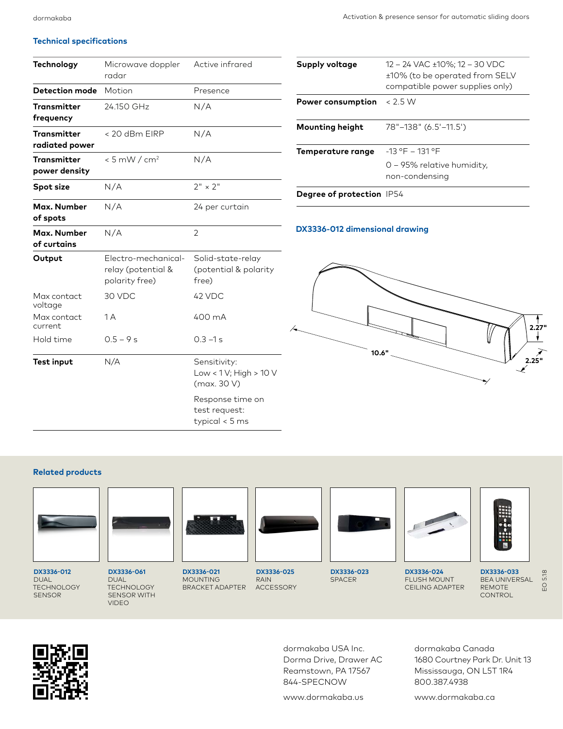## Technical specifications

| | | |
|---|---|---|
| **Technology** | Microwave doppler radar | Active infrared |
| **Detection mode** | Motion | Presence |
| **Transmitter frequency** | 24.150 GHz | N/A |
| **Transmitter radiated power** | < 20 dBm EIRP | N/A |
| **Transmitter power density** | < 5 mW / cm² | N/A |
| **Spot size** | N/A | 2" × 2" |
| **Max. Number of spots** | N/A | 24 per curtain |
| **Max. Number of curtains** | N/A | 2 |
| **Output** | Electro-mechanical-relay (potential & polarity free) | Solid-state-relay (potential & polarity free) |
| Max contact voltage | 30 VDC | 42 VDC |
| Max contact current | 1 A | 400 mA |
| Hold time | 0.5 – 9 s | 0.3 –1 s |
| **Test input** | N/A | Sensitivity: Low < 1 V; High > 10 V (max. 30 V)<br>Response time on test request: typical < 5 ms |

| | |
|---|---|
| **Supply voltage** | 12 – 24 VAC ±10%; 12 – 30 VDC ±10% (to be operated from SELV compatible power supplies only) |
| **Power consumption** | < 2.5 W |
| **Mounting height** | 78"–138" (6.5'–11.5') |
| **Temperature range** | -13 °F – 131 °F<br>0 – 95% relative humidity, non-condensing |
| **Degree of protection** | IP54 |

## DX3336-012 dimensional drawing

10.6"
2.27"
2.25"

## Related products

- **DX3336-012** DUAL TECHNOLOGY SENSOR
- **DX3336-061** DUAL TECHNOLOGY SENSOR WITH VIDEO
- **DX3336-021** MOUNTING BRACKET ADAPTER
- **DX3336-025** RAIN ACCESSORY
- **DX3336-023** SPACER
- **DX3336-024** FLUSH MOUNT CEILING ADAPTER
- **DX3336-033** BEA UNIVERSAL REMOTE CONTROL

EO 5.18

dormakaba USA Inc.
Dorma Drive, Drawer AC
Reamstown, PA 17567
844-SPECNOW

www.dormakaba.us

dormakaba Canada
1680 Courtney Park Dr. Unit 13
Mississauga, ON L5T 1R4
800.387.4938

www.dormakaba.ca